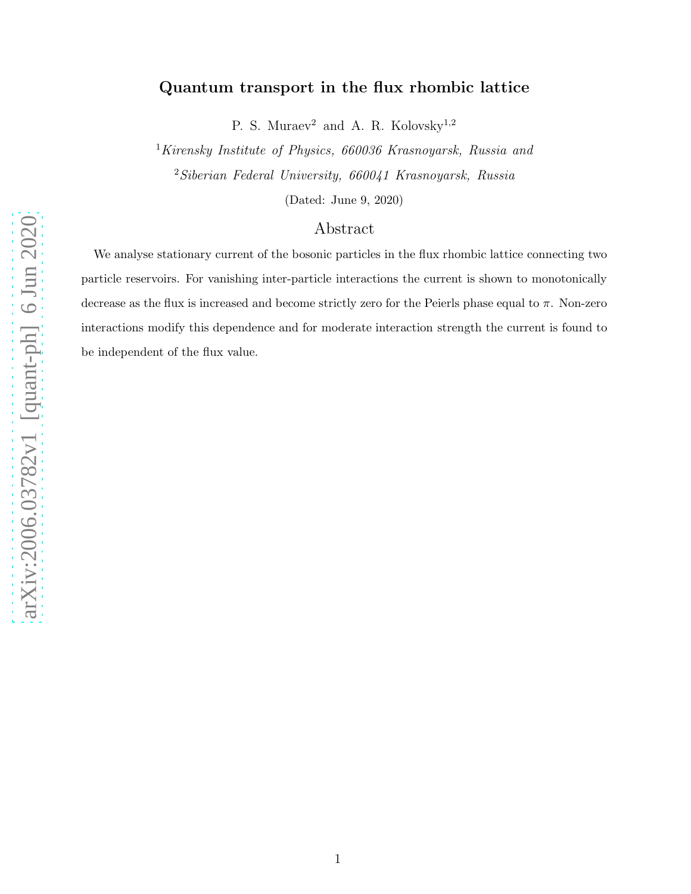# Quantum transport in the flux rhombic lattice

P. S. Muraev[2] and A. R. Kolovsky[1,2]

[1] *Kirensky Institute of Physics, 660036 Krasnoyarsk, Russia and*

[2] *Siberian Federal University, 660041 Krasnoyarsk, Russia*

(Dated: June 9, 2020)

## Abstract

We analyse stationary current of the bosonic particles in the flux rhombic lattice connecting two particle reservoirs. For vanishing inter-particle interactions the current is shown to monotonically decrease as the flux is increased and become strictly zero for the Peierls phase equal to $\pi$. Non-zero interactions modify this dependence and for moderate interaction strength the current is found to be independent of the flux value.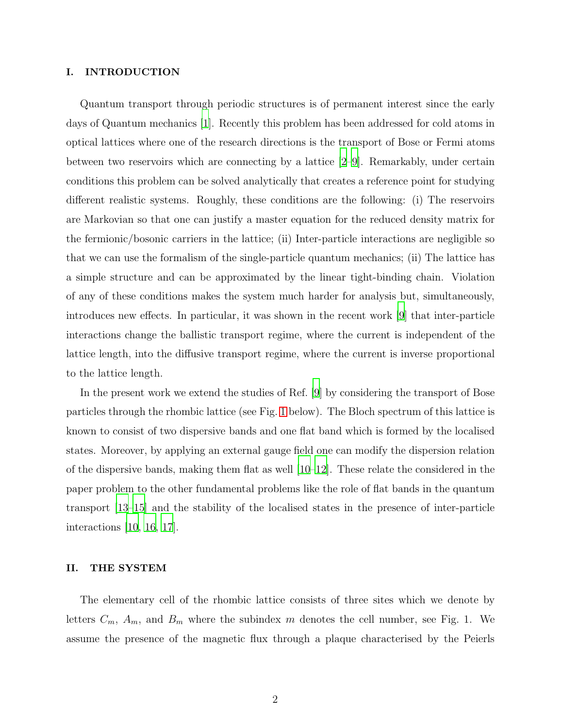## I. INTRODUCTION

Quantum transport through periodic structures is of permanent interest since the early days of Quantum mechanics [1]. Recently this problem has been addressed for cold atoms in optical lattices where one of the research directions is the transport of Bose or Fermi atoms between two reservoirs which are connecting by a lattice [2–9]. Remarkably, under certain conditions this problem can be solved analytically that creates a reference point for studying different realistic systems. Roughly, these conditions are the following: (i) The reservoirs are Markovian so that one can justify a master equation for the reduced density matrix for the fermionic/bosonic carriers in the lattice; (ii) Inter-particle interactions are negligible so that we can use the formalism of the single-particle quantum mechanics; (ii) The lattice has a simple structure and can be approximated by the linear tight-binding chain. Violation of any of these conditions makes the system much harder for analysis but, simultaneously, introduces new effects. In particular, it was shown in the recent work [9] that inter-particle interactions change the ballistic transport regime, where the current is independent of the lattice length, into the diffusive transport regime, where the current is inverse proportional to the lattice length.

In the present work we extend the studies of Ref. [9] by considering the transport of Bose particles through the rhombic lattice (see Fig. 1 below). The Bloch spectrum of this lattice is known to consist of two dispersive bands and one flat band which is formed by the localised states. Moreover, by applying an external gauge field one can modify the dispersion relation of the dispersive bands, making them flat as well [10–12]. These relate the considered in the paper problem to the other fundamental problems like the role of flat bands in the quantum transport [13–15] and the stability of the localised states in the presence of inter-particle interactions [10, 16, 17].

## II. THE SYSTEM

The elementary cell of the rhombic lattice consists of three sites which we denote by letters $C_m$, $A_m$, and $B_m$ where the subindex $m$ denotes the cell number, see Fig. 1. We assume the presence of the magnetic flux through a plaque characterised by the Peierls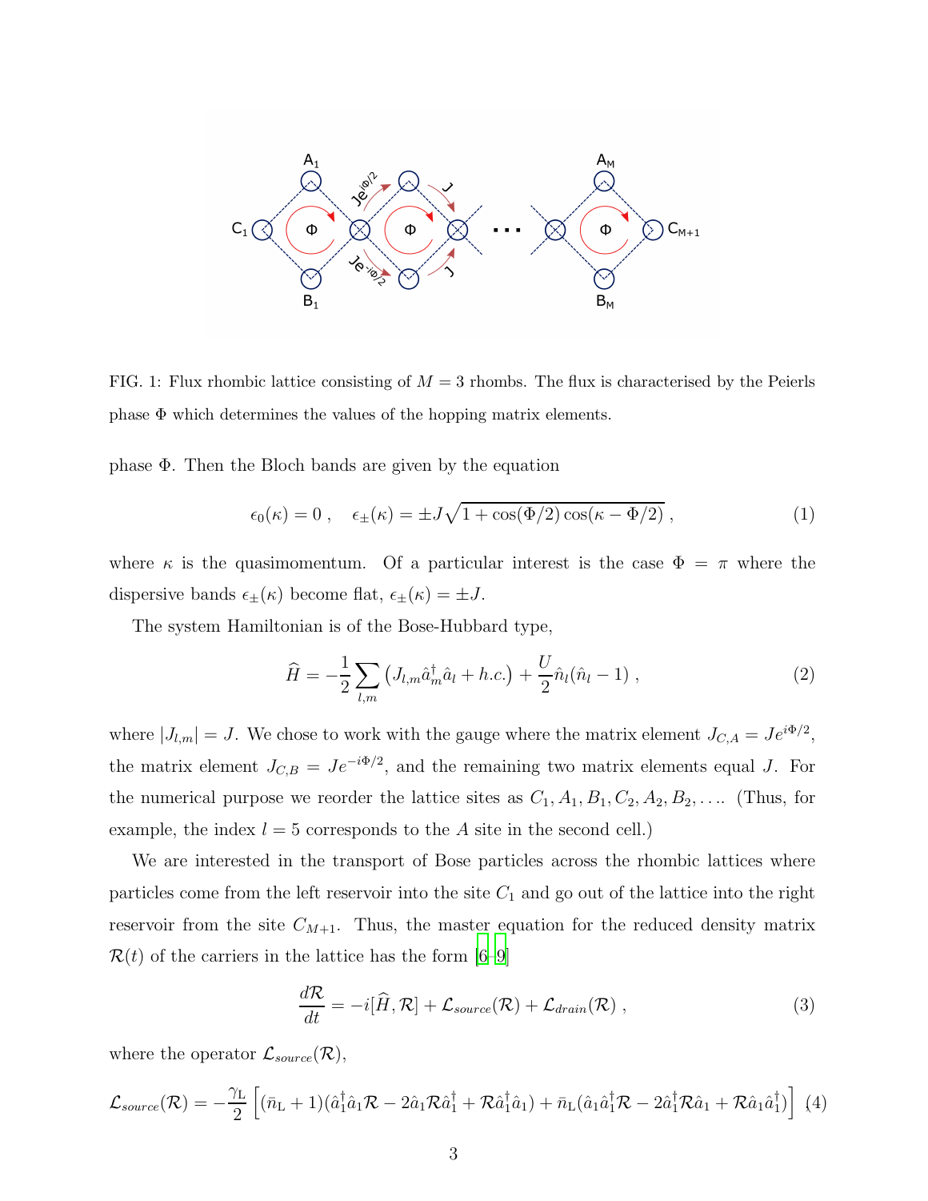FIG. 1: Flux rhombic lattice consisting of $M = 3$ rhombs. The flux is characterised by the Peierls phase $\Phi$ which determines the values of the hopping matrix elements.

phase $\Phi$. Then the Bloch bands are given by the equation

$$\epsilon_0(\kappa) = 0 \;, \quad \epsilon_\pm(\kappa) = \pm J\sqrt{1 + \cos(\Phi/2)\cos(\kappa - \Phi/2)} \;, \tag{1}$$

where $\kappa$ is the quasimomentum. Of a particular interest is the case $\Phi = \pi$ where the dispersive bands $\epsilon_\pm(\kappa)$ become flat, $\epsilon_\pm(\kappa) = \pm J$.

The system Hamiltonian is of the Bose-Hubbard type,

$$\widehat{H} = -\frac{1}{2}\sum_{l,m}\left(J_{l,m}\hat{a}^\dagger_m \hat{a}_l + h.c.\right) + \frac{U}{2}\hat{n}_l(\hat{n}_l - 1) \;, \tag{2}$$

where $|J_{l,m}| = J$. We chose to work with the gauge where the matrix element $J_{C,A} = Je^{i\Phi/2}$, the matrix element $J_{C,B} = Je^{-i\Phi/2}$, and the remaining two matrix elements equal $J$. For the numerical purpose we reorder the lattice sites as $C_1, A_1, B_1, C_2, A_2, B_2, \ldots$. (Thus, for example, the index $l = 5$ corresponds to the $A$ site in the second cell.)

We are interested in the transport of Bose particles across the rhombic lattices where particles come from the left reservoir into the site $C_1$ and go out of the lattice into the right reservoir from the site $C_{M+1}$. Thus, the master equation for the reduced density matrix $\mathcal{R}(t)$ of the carriers in the lattice has the form [6–9]

$$\frac{d\mathcal{R}}{dt} = -i[\widehat{H}, \mathcal{R}] + \mathcal{L}_{source}(\mathcal{R}) + \mathcal{L}_{drain}(\mathcal{R}) \;, \tag{3}$$

where the operator $\mathcal{L}_{source}(\mathcal{R})$,

$$\mathcal{L}_{source}(\mathcal{R}) = -\frac{\gamma_{\rm L}}{2}\left[(\bar{n}_{\rm L}+1)(\hat{a}^\dagger_1\hat{a}_1\mathcal{R} - 2\hat{a}_1\mathcal{R}\hat{a}^\dagger_1 + \mathcal{R}\hat{a}^\dagger_1\hat{a}_1) + \bar{n}_{\rm L}(\hat{a}_1\hat{a}^\dagger_1\mathcal{R} - 2\hat{a}^\dagger_1\mathcal{R}\hat{a}_1 + \mathcal{R}\hat{a}_1\hat{a}^\dagger_1)\right] \tag{4}$$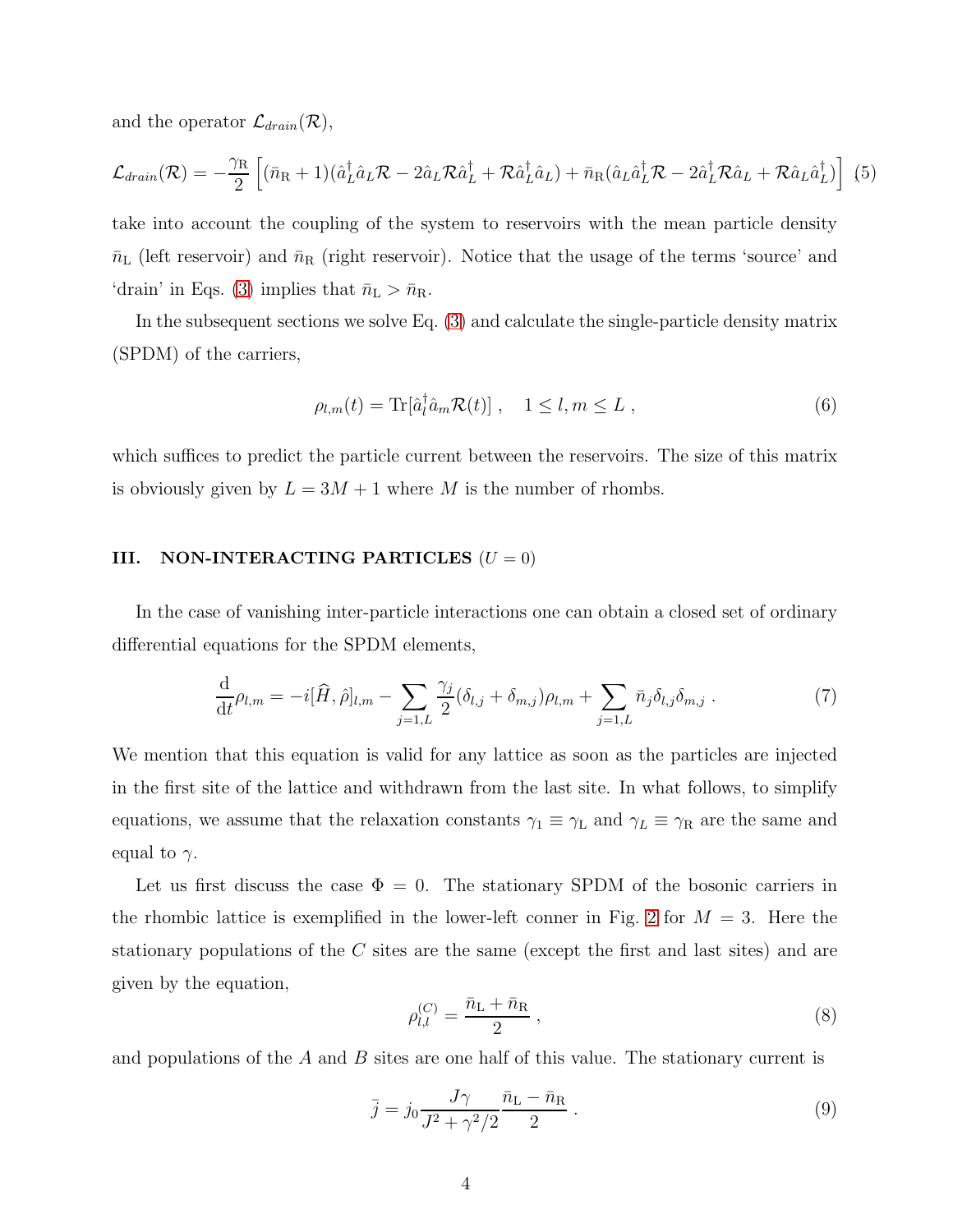and the operator $\mathcal{L}_{drain}(\mathcal{R})$,

$$\mathcal{L}_{drain}(\mathcal{R}) = -\frac{\gamma_{\rm R}}{2}\left[(\bar{n}_{\rm R}+1)(\hat{a}_L^\dagger\hat{a}_L\mathcal{R} - 2\hat{a}_L\mathcal{R}\hat{a}_L^\dagger + \mathcal{R}\hat{a}_L^\dagger\hat{a}_L) + \bar{n}_{\rm R}(\hat{a}_L\hat{a}_L^\dagger\mathcal{R} - 2\hat{a}_L^\dagger\mathcal{R}\hat{a}_L + \mathcal{R}\hat{a}_L\hat{a}_L^\dagger)\right] \quad (5)$$

take into account the coupling of the system to reservoirs with the mean particle density $\bar{n}_{\rm L}$ (left reservoir) and $\bar{n}_{\rm R}$ (right reservoir). Notice that the usage of the terms 'source' and 'drain' in Eqs. (3) implies that $\bar{n}_{\rm L} > \bar{n}_{\rm R}$.

In the subsequent sections we solve Eq. (3) and calculate the single-particle density matrix (SPDM) of the carriers,

$$\rho_{l,m}(t) = {\rm Tr}[\hat{a}_l^\dagger\hat{a}_m\mathcal{R}(t)]\ , \quad 1 \le l,m \le L\ , \quad (6)$$

which suffices to predict the particle current between the reservoirs. The size of this matrix is obviously given by $L = 3M+1$ where $M$ is the number of rhombs.

## III. NON-INTERACTING PARTICLES ($U = 0$)

In the case of vanishing inter-particle interactions one can obtain a closed set of ordinary differential equations for the SPDM elements,

$$\frac{\rm d}{{\rm d}t}\rho_{l,m} = -i[\widehat{H},\hat{\rho}]_{l,m} - \sum_{j=1,L}\frac{\gamma_j}{2}(\delta_{l,j}+\delta_{m,j})\rho_{l,m} + \sum_{j=1,L}\bar{n}_j\delta_{l,j}\delta_{m,j}\ . \quad (7)$$

We mention that this equation is valid for any lattice as soon as the particles are injected in the first site of the lattice and withdrawn from the last site. In what follows, to simplify equations, we assume that the relaxation constants $\gamma_1 \equiv \gamma_{\rm L}$ and $\gamma_L \equiv \gamma_{\rm R}$ are the same and equal to $\gamma$.

Let us first discuss the case $\Phi = 0$. The stationary SPDM of the bosonic carriers in the rhombic lattice is exemplified in the lower-left conner in Fig. 2 for $M = 3$. Here the stationary populations of the $C$ sites are the same (except the first and last sites) and are given by the equation,

$$\rho_{l,l}^{(C)} = \frac{\bar{n}_{\rm L}+\bar{n}_{\rm R}}{2}\ , \quad (8)$$

and populations of the $A$ and $B$ sites are one half of this value. The stationary current is

$$\bar{j} = j_0\frac{J\gamma}{J^2+\gamma^2/2}\frac{\bar{n}_{\rm L}-\bar{n}_{\rm R}}{2}\ . \quad (9)$$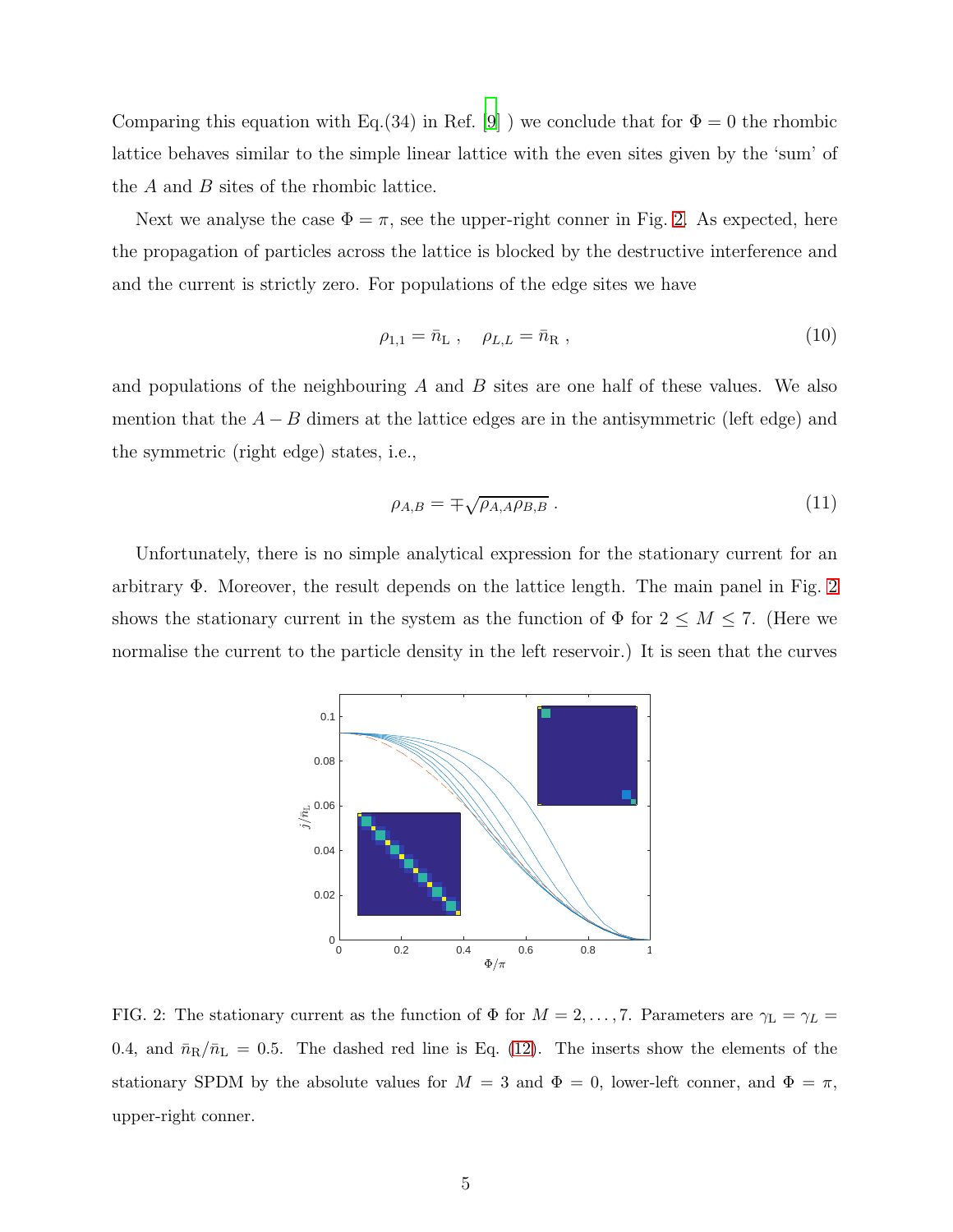Comparing this equation with Eq.(34) in Ref. [9] ) we conclude that for $\Phi = 0$ the rhombic lattice behaves similar to the simple linear lattice with the even sites given by the 'sum' of the $A$ and $B$ sites of the rhombic lattice.

Next we analyse the case $\Phi = \pi$, see the upper-right conner in Fig. 2. As expected, here the propagation of particles across the lattice is blocked by the destructive interference and and the current is strictly zero. For populations of the edge sites we have

$$\rho_{1,1} = \bar{n}_{\rm L} \; , \quad \rho_{L,L} = \bar{n}_{\rm R} \; , \tag{10}$$

and populations of the neighbouring $A$ and $B$ sites are one half of these values. We also mention that the $A - B$ dimers at the lattice edges are in the antisymmetric (left edge) and the symmetric (right edge) states, i.e.,

$$\rho_{A,B} = \mp\sqrt{\rho_{A,A}\rho_{B,B}} \; . \tag{11}$$

Unfortunately, there is no simple analytical expression for the stationary current for an arbitrary $\Phi$. Moreover, the result depends on the lattice length. The main panel in Fig. 2 shows the stationary current in the system as the function of $\Phi$ for $2 \leq M \leq 7$. (Here we normalise the current to the particle density in the left reservoir.) It is seen that the curves

FIG. 2: The stationary current as the function of $\Phi$ for $M = 2, \ldots, 7$. Parameters are $\gamma_{\rm L} = \gamma_L = 0.4$, and $\bar{n}_{\rm R}/\bar{n}_{\rm L} = 0.5$. The dashed red line is Eq. (12). The inserts show the elements of the stationary SPDM by the absolute values for $M = 3$ and $\Phi = 0$, lower-left conner, and $\Phi = \pi$, upper-right conner.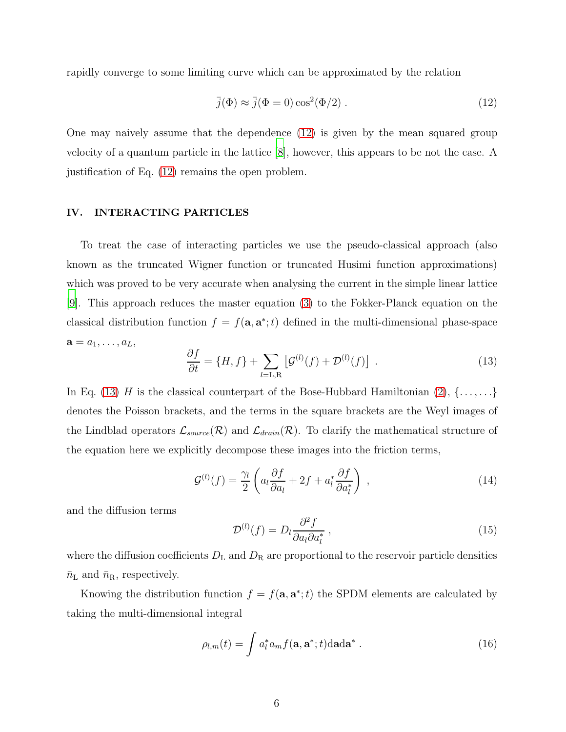rapidly converge to some limiting curve which can be approximated by the relation

$$\bar{j}(\Phi) \approx \bar{j}(\Phi = 0)\cos^2(\Phi/2) \ . \tag{12}$$

One may naively assume that the dependence (12) is given by the mean squared group velocity of a quantum particle in the lattice [8], however, this appears to be not the case. A justification of Eq. (12) remains the open problem.

## IV. INTERACTING PARTICLES

To treat the case of interacting particles we use the pseudo-classical approach (also known as the truncated Wigner function or truncated Husimi function approximations) which was proved to be very accurate when analysing the current in the simple linear lattice [9]. This approach reduces the master equation (3) to the Fokker-Planck equation on the classical distribution function $f = f(\mathbf{a}, \mathbf{a}^*; t)$ defined in the multi-dimensional phase-space $\mathbf{a} = a_1, \ldots, a_L$,

$$\frac{\partial f}{\partial t} = \{H, f\} + \sum_{l=\mathrm{L},\mathrm{R}} \left[\mathcal{G}^{(l)}(f) + \mathcal{D}^{(l)}(f)\right] \ . \tag{13}$$

In Eq. (13) $H$ is the classical counterpart of the Bose-Hubbard Hamiltonian (2), $\{\ldots,\ldots\}$ denotes the Poisson brackets, and the terms in the square brackets are the Weyl images of the Lindblad operators $\mathcal{L}_{source}(\mathcal{R})$ and $\mathcal{L}_{drain}(\mathcal{R})$. To clarify the mathematical structure of the equation here we explicitly decompose these images into the friction terms,

$$\mathcal{G}^{(l)}(f) = \frac{\gamma_l}{2}\left(a_l \frac{\partial f}{\partial a_l} + 2f + a_l^* \frac{\partial f}{\partial a_l^*}\right) \ , \tag{14}$$

and the diffusion terms

$$\mathcal{D}^{(l)}(f) = D_l \frac{\partial^2 f}{\partial a_l \partial a_l^*} \ , \tag{15}$$

where the diffusion coefficients $D_{\mathrm{L}}$ and $D_{\mathrm{R}}$ are proportional to the reservoir particle densities $\bar{n}_{\mathrm{L}}$ and $\bar{n}_{\mathrm{R}}$, respectively.

Knowing the distribution function $f = f(\mathbf{a}, \mathbf{a}^*; t)$ the SPDM elements are calculated by taking the multi-dimensional integral

$$\rho_{l,m}(t) = \int a_l^* a_m f(\mathbf{a}, \mathbf{a}^*; t) \mathrm{d}\mathbf{a} \mathrm{d}\mathbf{a}^* \ . \tag{16}$$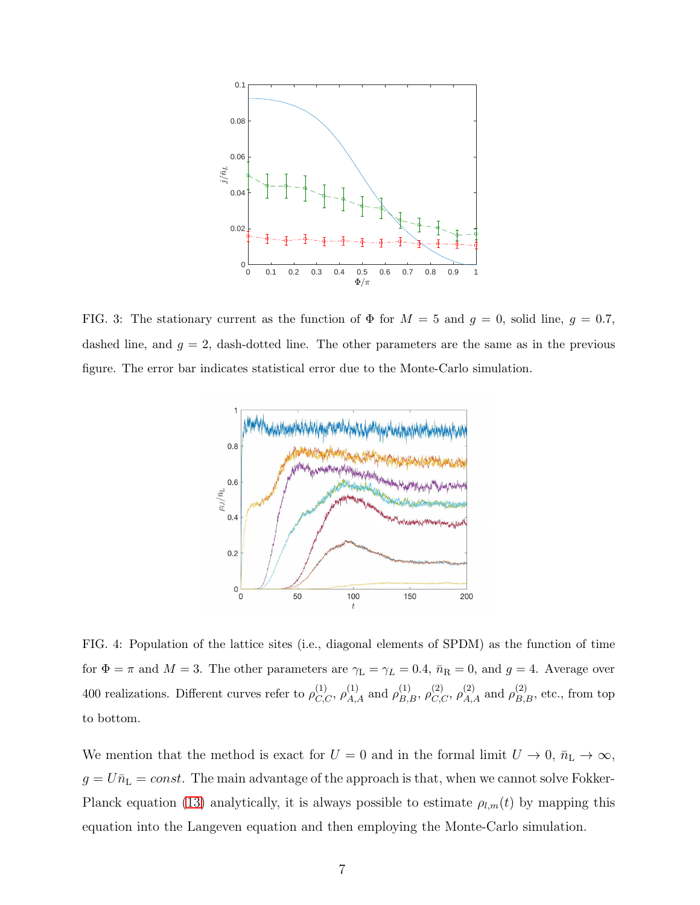FIG. 3: The stationary current as the function of $\Phi$ for $M = 5$ and $g = 0$, solid line, $g = 0.7$, dashed line, and $g = 2$, dash-dotted line. The other parameters are the same as in the previous figure. The error bar indicates statistical error due to the Monte-Carlo simulation.

FIG. 4: Population of the lattice sites (i.e., diagonal elements of SPDM) as the function of time for $\Phi = \pi$ and $M = 3$. The other parameters are $\gamma_{\rm L} = \gamma_L = 0.4$, $\bar{n}_{\rm R} = 0$, and $g = 4$. Average over 400 realizations. Different curves refer to $\rho^{(1)}_{C,C}$, $\rho^{(1)}_{A,A}$ and $\rho^{(1)}_{B,B}$, $\rho^{(2)}_{C,C}$, $\rho^{(2)}_{A,A}$ and $\rho^{(2)}_{B,B}$, etc., from top to bottom.

We mention that the method is exact for $U = 0$ and in the formal limit $U \to 0$, $\bar{n}_{\rm L} \to \infty$, $g = U\bar{n}_{\rm L} = const$. The main advantage of the approach is that, when we cannot solve Fokker-Planck equation (13) analytically, it is always possible to estimate $\rho_{l,m}(t)$ by mapping this equation into the Langeven equation and then employing the Monte-Carlo simulation.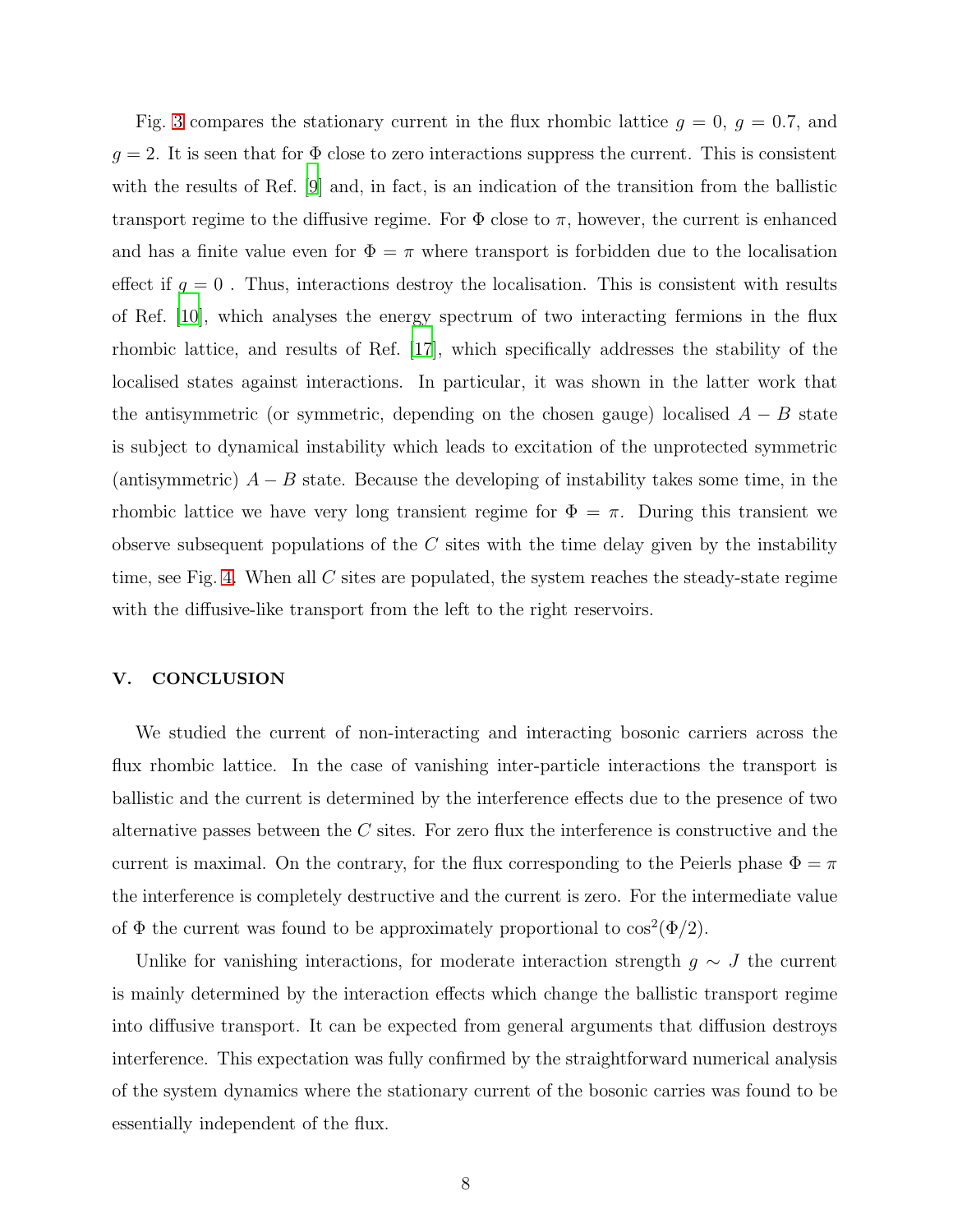Fig. 3 compares the stationary current in the flux rhombic lattice $g = 0$, $g = 0.7$, and $g = 2$. It is seen that for $\Phi$ close to zero interactions suppress the current. This is consistent with the results of Ref. [9] and, in fact, is an indication of the transition from the ballistic transport regime to the diffusive regime. For $\Phi$ close to $\pi$, however, the current is enhanced and has a finite value even for $\Phi = \pi$ where transport is forbidden due to the localisation effect if $g = 0$ . Thus, interactions destroy the localisation. This is consistent with results of Ref. [10], which analyses the energy spectrum of two interacting fermions in the flux rhombic lattice, and results of Ref. [17], which specifically addresses the stability of the localised states against interactions. In particular, it was shown in the latter work that the antisymmetric (or symmetric, depending on the chosen gauge) localised $A - B$ state is subject to dynamical instability which leads to excitation of the unprotected symmetric (antisymmetric) $A - B$ state. Because the developing of instability takes some time, in the rhombic lattice we have very long transient regime for $\Phi = \pi$. During this transient we observe subsequent populations of the $C$ sites with the time delay given by the instability time, see Fig. 4. When all $C$ sites are populated, the system reaches the steady-state regime with the diffusive-like transport from the left to the right reservoirs.

## V. CONCLUSION

We studied the current of non-interacting and interacting bosonic carriers across the flux rhombic lattice. In the case of vanishing inter-particle interactions the transport is ballistic and the current is determined by the interference effects due to the presence of two alternative passes between the $C$ sites. For zero flux the interference is constructive and the current is maximal. On the contrary, for the flux corresponding to the Peierls phase $\Phi = \pi$ the interference is completely destructive and the current is zero. For the intermediate value of $\Phi$ the current was found to be approximately proportional to $\cos^2(\Phi/2)$.

Unlike for vanishing interactions, for moderate interaction strength $g \sim J$ the current is mainly determined by the interaction effects which change the ballistic transport regime into diffusive transport. It can be expected from general arguments that diffusion destroys interference. This expectation was fully confirmed by the straightforward numerical analysis of the system dynamics where the stationary current of the bosonic carries was found to be essentially independent of the flux.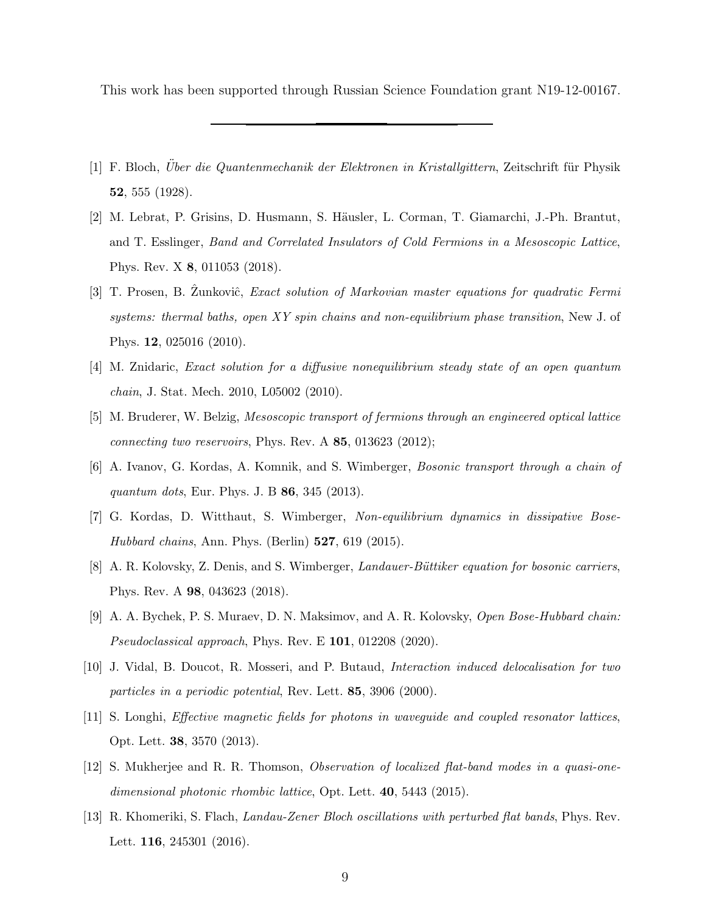This work has been supported through Russian Science Foundation grant N19-12-00167.

---

[1] F. Bloch, *Über die Quantenmechanik der Elektronen in Kristallgittern*, Zeitschrift für Physik **52**, 555 (1928).

[2] M. Lebrat, P. Grisins, D. Husmann, S. Häusler, L. Corman, T. Giamarchi, J.-Ph. Brantut, and T. Esslinger, *Band and Correlated Insulators of Cold Fermions in a Mesoscopic Lattice*, Phys. Rev. X **8**, 011053 (2018).

[3] T. Prosen, B. Ẑunkoviĉ, *Exact solution of Markovian master equations for quadratic Fermi systems: thermal baths, open XY spin chains and non-equilibrium phase transition*, New J. of Phys. **12**, 025016 (2010).

[4] M. Znidaric, *Exact solution for a diffusive nonequilibrium steady state of an open quantum chain*, J. Stat. Mech. 2010, L05002 (2010).

[5] M. Bruderer, W. Belzig, *Mesoscopic transport of fermions through an engineered optical lattice connecting two reservoirs*, Phys. Rev. A **85**, 013623 (2012);

[6] A. Ivanov, G. Kordas, A. Komnik, and S. Wimberger, *Bosonic transport through a chain of quantum dots*, Eur. Phys. J. B **86**, 345 (2013).

[7] G. Kordas, D. Witthaut, S. Wimberger, *Non-equilibrium dynamics in dissipative Bose-Hubbard chains*, Ann. Phys. (Berlin) **527**, 619 (2015).

[8] A. R. Kolovsky, Z. Denis, and S. Wimberger, *Landauer-Büttiker equation for bosonic carriers*, Phys. Rev. A **98**, 043623 (2018).

[9] A. A. Bychek, P. S. Muraev, D. N. Maksimov, and A. R. Kolovsky, *Open Bose-Hubbard chain: Pseudoclassical approach*, Phys. Rev. E **101**, 012208 (2020).

[10] J. Vidal, B. Doucot, R. Mosseri, and P. Butaud, *Interaction induced delocalisation for two particles in a periodic potential*, Rev. Lett. **85**, 3906 (2000).

[11] S. Longhi, *Effective magnetic fields for photons in waveguide and coupled resonator lattices*, Opt. Lett. **38**, 3570 (2013).

[12] S. Mukherjee and R. R. Thomson, *Observation of localized flat-band modes in a quasi-one-dimensional photonic rhombic lattice*, Opt. Lett. **40**, 5443 (2015).

[13] R. Khomeriki, S. Flach, *Landau-Zener Bloch oscillations with perturbed flat bands*, Phys. Rev. Lett. **116**, 245301 (2016).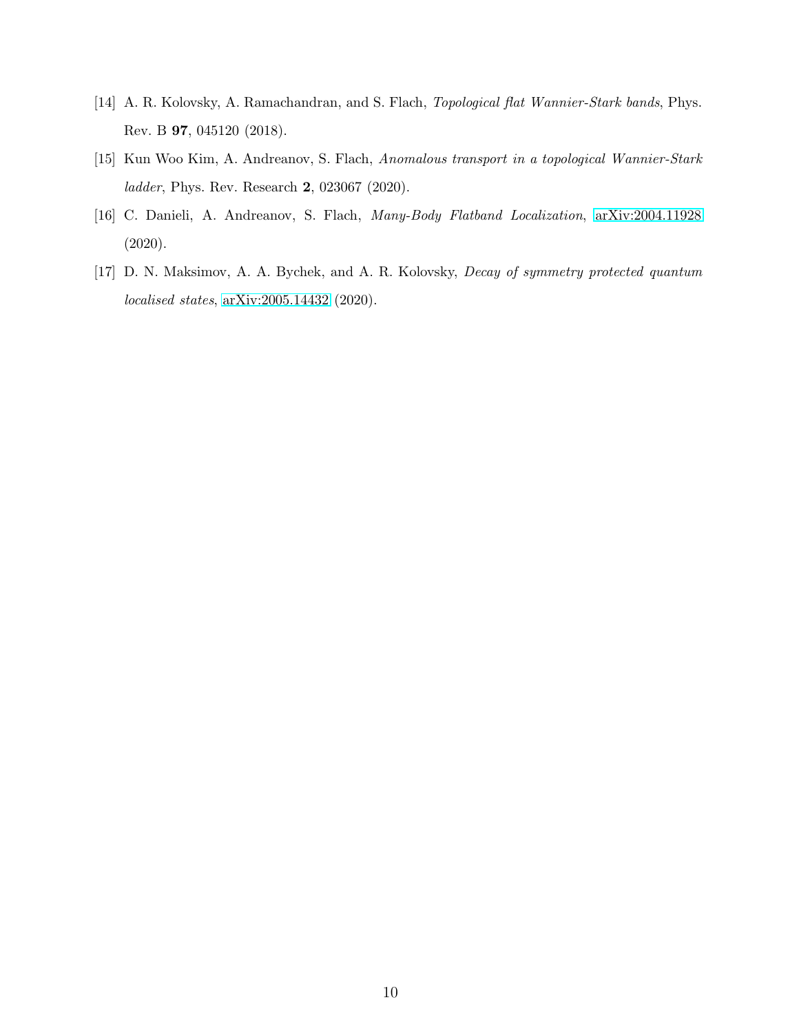[14] A. R. Kolovsky, A. Ramachandran, and S. Flach, *Topological flat Wannier-Stark bands*, Phys. Rev. B **97**, 045120 (2018).

[15] Kun Woo Kim, A. Andreanov, S. Flach, *Anomalous transport in a topological Wannier-Stark ladder*, Phys. Rev. Research **2**, 023067 (2020).

[16] C. Danieli, A. Andreanov, S. Flach, *Many-Body Flatband Localization*, arXiv:2004.11928 (2020).

[17] D. N. Maksimov, A. A. Bychek, and A. R. Kolovsky, *Decay of symmetry protected quantum localised states*, arXiv:2005.14432 (2020).